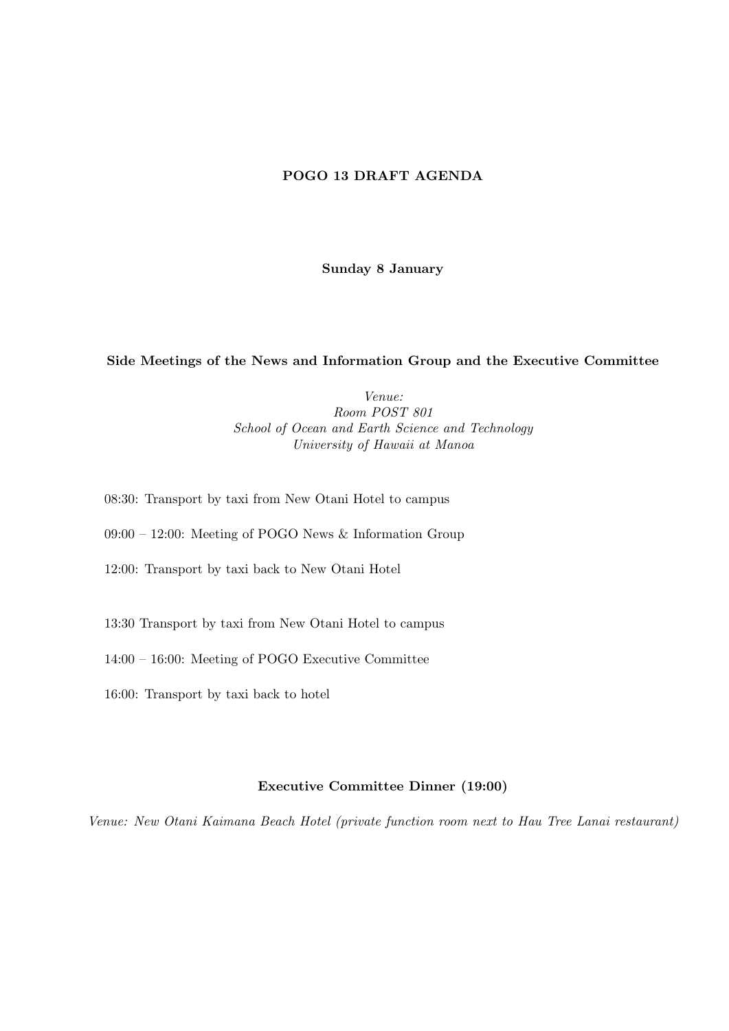# POGO 13 DRAFT AGENDA

## Sunday 8 January

### Side Meetings of the News and Information Group and the Executive Committee

*Venue:*
*Room POST 801*
*School of Ocean and Earth Science and Technology*
*University of Hawaii at Manoa*

08:30: Transport by taxi from New Otani Hotel to campus

09:00 – 12:00: Meeting of POGO News & Information Group

12:00: Transport by taxi back to New Otani Hotel

13:30 Transport by taxi from New Otani Hotel to campus

14:00 – 16:00: Meeting of POGO Executive Committee

16:00: Transport by taxi back to hotel

### Executive Committee Dinner (19:00)

*Venue: New Otani Kaimana Beach Hotel (private function room next to Hau Tree Lanai restaurant)*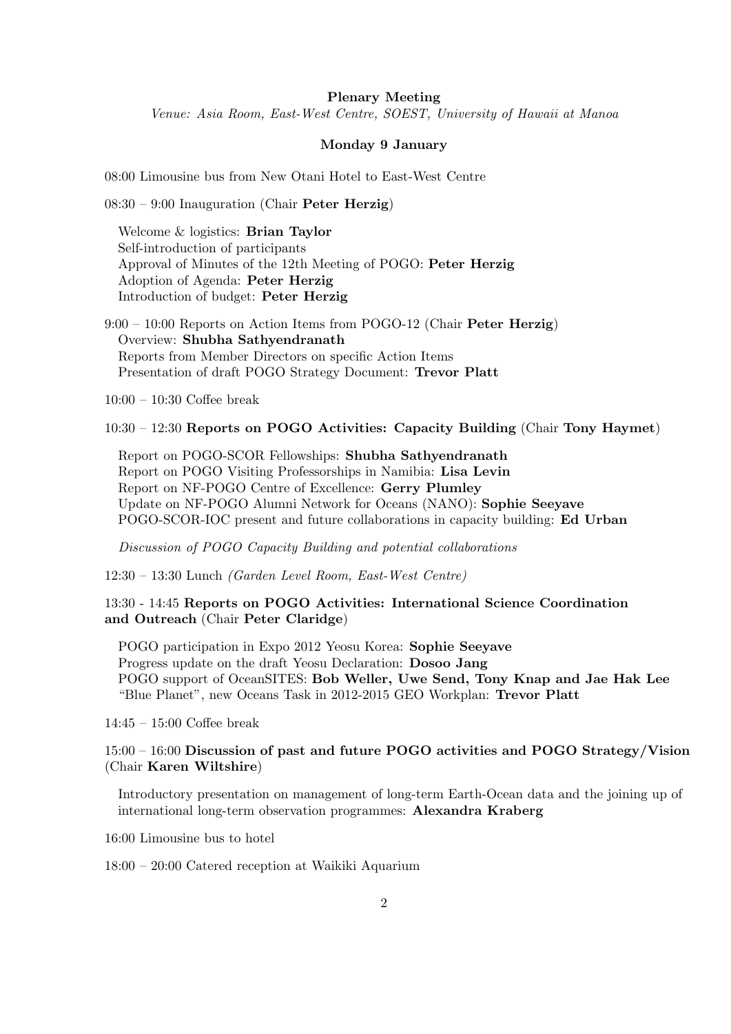**Plenary Meeting**

*Venue: Asia Room, East-West Centre, SOEST, University of Hawaii at Manoa*

**Monday 9 January**

08:00 Limousine bus from New Otani Hotel to East-West Centre

08:30 – 9:00 Inauguration (Chair **Peter Herzig**)

Welcome & logistics: **Brian Taylor**
Self-introduction of participants
Approval of Minutes of the 12th Meeting of POGO: **Peter Herzig**
Adoption of Agenda: **Peter Herzig**
Introduction of budget: **Peter Herzig**

9:00 – 10:00 Reports on Action Items from POGO-12 (Chair **Peter Herzig**)
Overview: **Shubha Sathyendranath**
Reports from Member Directors on specific Action Items
Presentation of draft POGO Strategy Document: **Trevor Platt**

10:00 – 10:30 Coffee break

10:30 – 12:30 **Reports on POGO Activities: Capacity Building** (Chair **Tony Haymet**)

Report on POGO-SCOR Fellowships: **Shubha Sathyendranath**
Report on POGO Visiting Professorships in Namibia: **Lisa Levin**
Report on NF-POGO Centre of Excellence: **Gerry Plumley**
Update on NF-POGO Alumni Network for Oceans (NANO): **Sophie Seeyave**
POGO-SCOR-IOC present and future collaborations in capacity building: **Ed Urban**

*Discussion of POGO Capacity Building and potential collaborations*

12:30 – 13:30 Lunch *(Garden Level Room, East-West Centre)*

13:30 - 14:45 **Reports on POGO Activities: International Science Coordination and Outreach** (Chair **Peter Claridge**)

POGO participation in Expo 2012 Yeosu Korea: **Sophie Seeyave**
Progress update on the draft Yeosu Declaration: **Dosoo Jang**
POGO support of OceanSITES: **Bob Weller, Uwe Send, Tony Knap and Jae Hak Lee**
"Blue Planet", new Oceans Task in 2012-2015 GEO Workplan: **Trevor Platt**

14:45 – 15:00 Coffee break

15:00 – 16:00 **Discussion of past and future POGO activities and POGO Strategy/Vision** (Chair **Karen Wiltshire**)

Introductory presentation on management of long-term Earth-Ocean data and the joining up of international long-term observation programmes: **Alexandra Kraberg**

16:00 Limousine bus to hotel

18:00 – 20:00 Catered reception at Waikiki Aquarium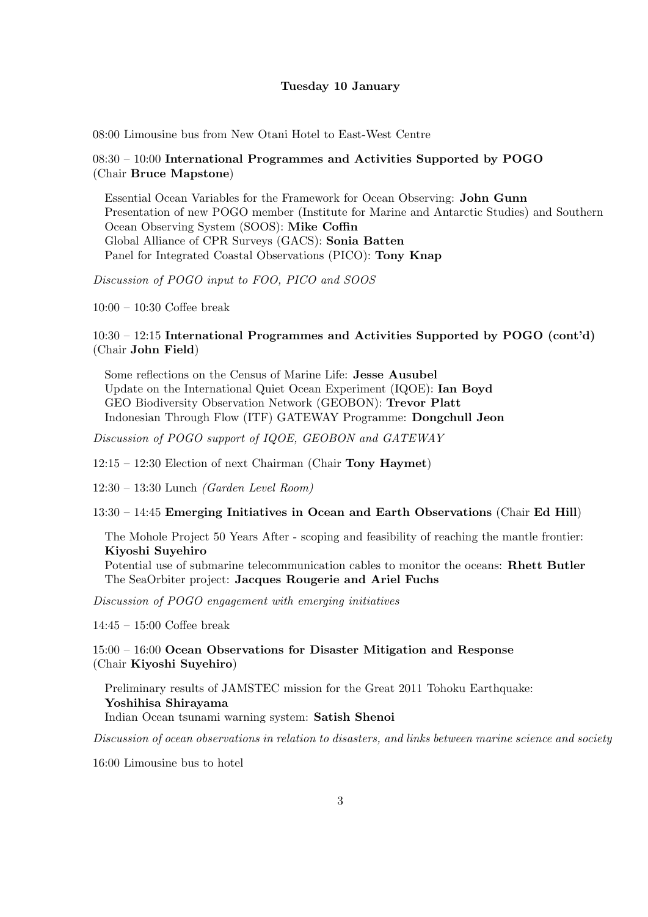## Tuesday 10 January

08:00 Limousine bus from New Otani Hotel to East-West Centre

08:30 – 10:00 **International Programmes and Activities Supported by POGO**
(Chair **Bruce Mapstone**)

Essential Ocean Variables for the Framework for Ocean Observing: **John Gunn**
Presentation of new POGO member (Institute for Marine and Antarctic Studies) and Southern Ocean Observing System (SOOS): **Mike Coffin**
Global Alliance of CPR Surveys (GACS): **Sonia Batten**
Panel for Integrated Coastal Observations (PICO): **Tony Knap**

*Discussion of POGO input to FOO, PICO and SOOS*

10:00 – 10:30 Coffee break

10:30 – 12:15 **International Programmes and Activities Supported by POGO (cont'd)**
(Chair **John Field**)

Some reflections on the Census of Marine Life: **Jesse Ausubel**
Update on the International Quiet Ocean Experiment (IQOE): **Ian Boyd**
GEO Biodiversity Observation Network (GEOBON): **Trevor Platt**
Indonesian Through Flow (ITF) GATEWAY Programme: **Dongchull Jeon**

*Discussion of POGO support of IQOE, GEOBON and GATEWAY*

12:15 – 12:30 Election of next Chairman (Chair **Tony Haymet**)

12:30 – 13:30 Lunch *(Garden Level Room)*

13:30 – 14:45 **Emerging Initiatives in Ocean and Earth Observations** (Chair **Ed Hill**)

The Mohole Project 50 Years After - scoping and feasibility of reaching the mantle frontier: **Kiyoshi Suyehiro**
Potential use of submarine telecommunication cables to monitor the oceans: **Rhett Butler**
The SeaOrbiter project: **Jacques Rougerie and Ariel Fuchs**

*Discussion of POGO engagement with emerging initiatives*

14:45 – 15:00 Coffee break

15:00 – 16:00 **Ocean Observations for Disaster Mitigation and Response**
(Chair **Kiyoshi Suyehiro**)

Preliminary results of JAMSTEC mission for the Great 2011 Tohoku Earthquake: **Yoshihisa Shirayama**
Indian Ocean tsunami warning system: **Satish Shenoi**

*Discussion of ocean observations in relation to disasters, and links between marine science and society*

16:00 Limousine bus to hotel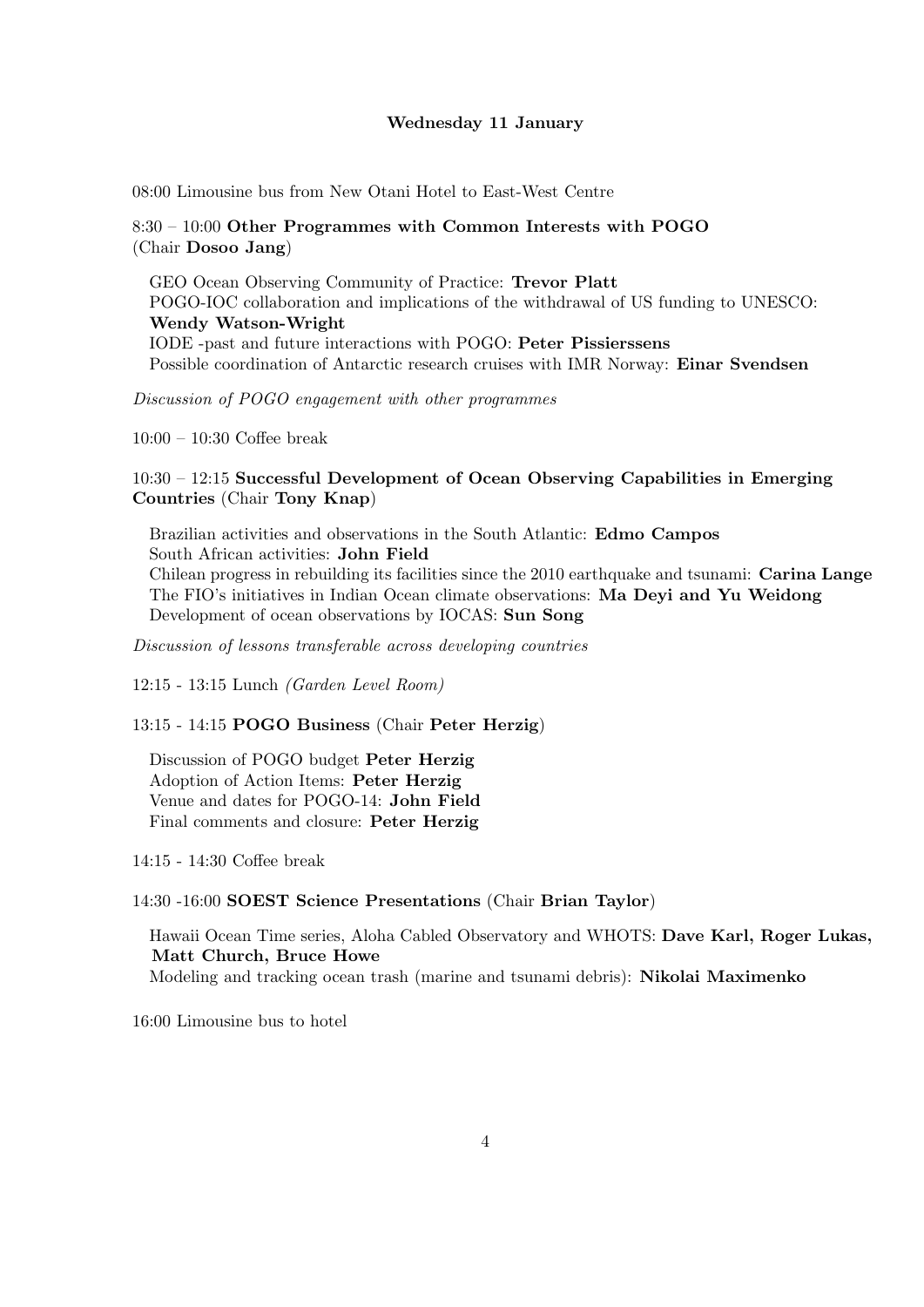## Wednesday 11 January

08:00 Limousine bus from New Otani Hotel to East-West Centre

8:30 – 10:00 **Other Programmes with Common Interests with POGO** (Chair **Dosoo Jang**)

GEO Ocean Observing Community of Practice: **Trevor Platt**
POGO-IOC collaboration and implications of the withdrawal of US funding to UNESCO: **Wendy Watson-Wright**
IODE -past and future interactions with POGO: **Peter Pissierssens**
Possible coordination of Antarctic research cruises with IMR Norway: **Einar Svendsen**

*Discussion of POGO engagement with other programmes*

10:00 – 10:30 Coffee break

10:30 – 12:15 **Successful Development of Ocean Observing Capabilities in Emerging Countries** (Chair **Tony Knap**)

Brazilian activities and observations in the South Atlantic: **Edmo Campos**
South African activities: **John Field**
Chilean progress in rebuilding its facilities since the 2010 earthquake and tsunami: **Carina Lange**
The FIO's initiatives in Indian Ocean climate observations: **Ma Deyi and Yu Weidong**
Development of ocean observations by IOCAS: **Sun Song**

*Discussion of lessons transferable across developing countries*

12:15 - 13:15 Lunch *(Garden Level Room)*

13:15 - 14:15 **POGO Business** (Chair **Peter Herzig**)

Discussion of POGO budget **Peter Herzig**
Adoption of Action Items: **Peter Herzig**
Venue and dates for POGO-14: **John Field**
Final comments and closure: **Peter Herzig**

14:15 - 14:30 Coffee break

14:30 -16:00 **SOEST Science Presentations** (Chair **Brian Taylor**)

Hawaii Ocean Time series, Aloha Cabled Observatory and WHOTS: **Dave Karl, Roger Lukas, Matt Church, Bruce Howe**
Modeling and tracking ocean trash (marine and tsunami debris): **Nikolai Maximenko**

16:00 Limousine bus to hotel